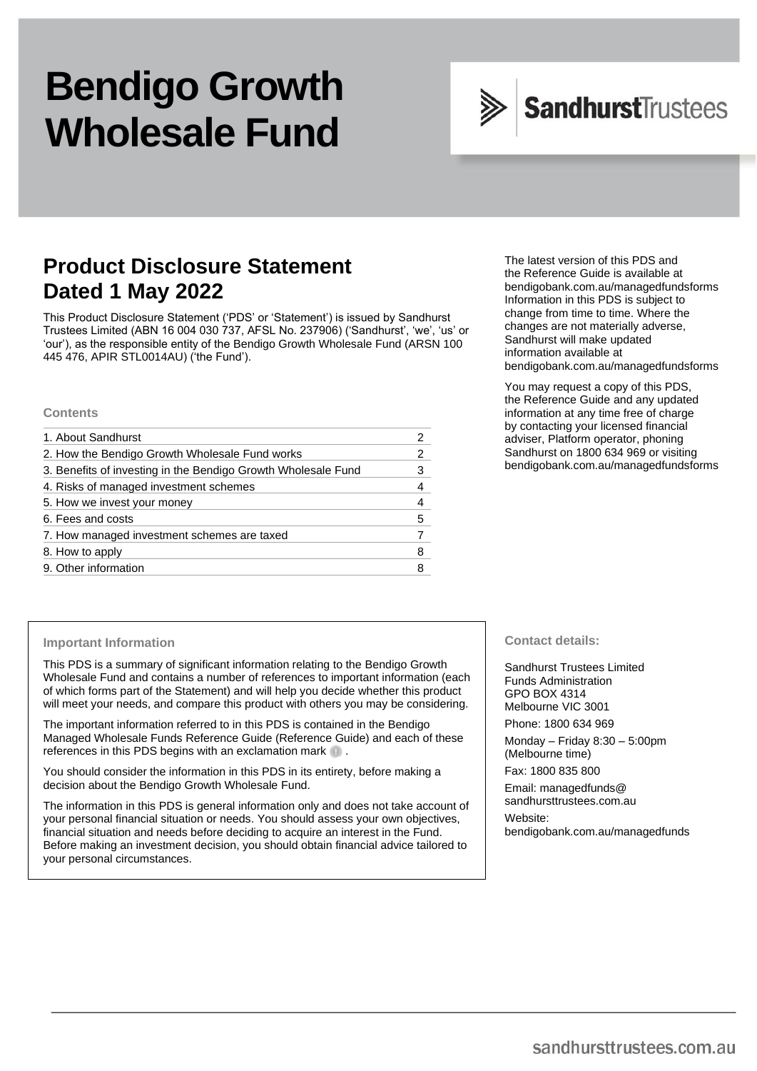# Bendigo Growth Wholesale Fund

Sandhurst Trustees

## Product Disclosure Statement Dated 1 May 2022

This Product Disclosure Statement ('PDS' or 'Statement') is issued by Sandhurst Trustees Limited (ABN 16 004 030 737, AFSL No. 237906) ('Sandhurst', 'we', 'us' or 'our'), as the responsible entity of the Bendigo Growth Wholesale Fund (ARSN 100 445 476, APIR STL0014AU) ('the Fund').

The latest version of this PDS and the Reference Guide is available at bendigobank.com.au/managedfundsforms Information in this PDS is subject to change from time to time. Where the changes are not materially adverse, Sandhurst will make updated information available at bendigobank.com.au/managedfundsforms

You may request a copy of this PDS, the Reference Guide and any updated information at any time free of charge by contacting your licensed financial adviser, Platform operator, phoning Sandhurst on 1800 634 969 or visiting bendigobank.com.au/managedfundsforms

### Contents

| | |
|---|---|
| 1. About Sandhurst | 2 |
| 2. How the Bendigo Growth Wholesale Fund works | 2 |
| 3. Benefits of investing in the Bendigo Growth Wholesale Fund | 3 |
| 4. Risks of managed investment schemes | 4 |
| 5. How we invest your money | 4 |
| 6. Fees and costs | 5 |
| 7. How managed investment schemes are taxed | 7 |
| 8. How to apply | 8 |
| 9. Other information | 8 |

### Important Information

This PDS is a summary of significant information relating to the Bendigo Growth Wholesale Fund and contains a number of references to important information (each of which forms part of the Statement) and will help you decide whether this product will meet your needs, and compare this product with others you may be considering.

The important information referred to in this PDS is contained in the Bendigo Managed Wholesale Funds Reference Guide (Reference Guide) and each of these references in this PDS begins with an exclamation mark ! .

You should consider the information in this PDS in its entirety, before making a decision about the Bendigo Growth Wholesale Fund.

The information in this PDS is general information only and does not take account of your personal financial situation or needs. You should assess your own objectives, financial situation and needs before deciding to acquire an interest in the Fund. Before making an investment decision, you should obtain financial advice tailored to your personal circumstances.

### Contact details:

Sandhurst Trustees Limited
Funds Administration
GPO BOX 4314
Melbourne VIC 3001

Phone: 1800 634 969

Monday – Friday 8:30 – 5:00pm (Melbourne time)

Fax: 1800 835 800

Email: managedfunds@sandhursttrustees.com.au

Website: bendigobank.com.au/managedfunds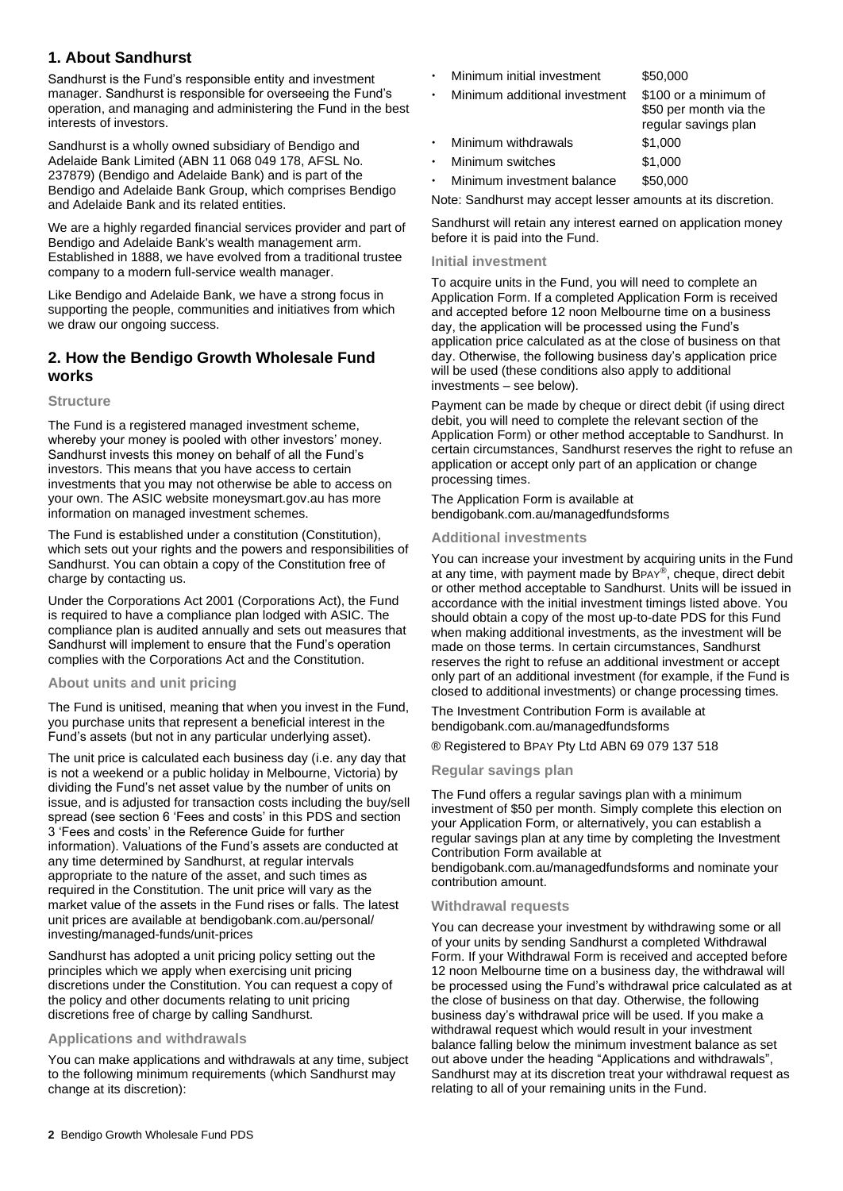## 1. About Sandhurst

Sandhurst is the Fund's responsible entity and investment manager. Sandhurst is responsible for overseeing the Fund's operation, and managing and administering the Fund in the best interests of investors.

Sandhurst is a wholly owned subsidiary of Bendigo and Adelaide Bank Limited (ABN 11 068 049 178, AFSL No. 237879) (Bendigo and Adelaide Bank) and is part of the Bendigo and Adelaide Bank Group, which comprises Bendigo and Adelaide Bank and its related entities.

We are a highly regarded financial services provider and part of Bendigo and Adelaide Bank's wealth management arm. Established in 1888, we have evolved from a traditional trustee company to a modern full-service wealth manager.

Like Bendigo and Adelaide Bank, we have a strong focus in supporting the people, communities and initiatives from which we draw our ongoing success.

## 2. How the Bendigo Growth Wholesale Fund works

### Structure

The Fund is a registered managed investment scheme, whereby your money is pooled with other investors' money. Sandhurst invests this money on behalf of all the Fund's investors. This means that you have access to certain investments that you may not otherwise be able to access on your own. The ASIC website moneysmart.gov.au has more information on managed investment schemes.

The Fund is established under a constitution (Constitution), which sets out your rights and the powers and responsibilities of Sandhurst. You can obtain a copy of the Constitution free of charge by contacting us.

Under the Corporations Act 2001 (Corporations Act), the Fund is required to have a compliance plan lodged with ASIC. The compliance plan is audited annually and sets out measures that Sandhurst will implement to ensure that the Fund's operation complies with the Corporations Act and the Constitution.

### About units and unit pricing

The Fund is unitised, meaning that when you invest in the Fund, you purchase units that represent a beneficial interest in the Fund's assets (but not in any particular underlying asset).

The unit price is calculated each business day (i.e. any day that is not a weekend or a public holiday in Melbourne, Victoria) by dividing the Fund's net asset value by the number of units on issue, and is adjusted for transaction costs including the buy/sell spread (see section 6 'Fees and costs' in this PDS and section 3 'Fees and costs' in the Reference Guide for further information). Valuations of the Fund's assets are conducted at any time determined by Sandhurst, at regular intervals appropriate to the nature of the asset, and such times as required in the Constitution. The unit price will vary as the market value of the assets in the Fund rises or falls. The latest unit prices are available at bendigobank.com.au/personal/investing/managed-funds/unit-prices

Sandhurst has adopted a unit pricing policy setting out the principles which we apply when exercising unit pricing discretions under the Constitution. You can request a copy of the policy and other documents relating to unit pricing discretions free of charge by calling Sandhurst.

### Applications and withdrawals

You can make applications and withdrawals at any time, subject to the following minimum requirements (which Sandhurst may change at its discretion):

- Minimum initial investment — $50,000
- Minimum additional investment — $100 or a minimum of $50 per month via the regular savings plan
- Minimum withdrawals — $1,000
- Minimum switches — $1,000
- Minimum investment balance — $50,000

Note: Sandhurst may accept lesser amounts at its discretion.

Sandhurst will retain any interest earned on application money before it is paid into the Fund.

### Initial investment

To acquire units in the Fund, you will need to complete an Application Form. If a completed Application Form is received and accepted before 12 noon Melbourne time on a business day, the application will be processed using the Fund's application price calculated as at the close of business on that day. Otherwise, the following business day's application price will be used (these conditions also apply to additional investments – see below).

Payment can be made by cheque or direct debit (if using direct debit, you will need to complete the relevant section of the Application Form) or other method acceptable to Sandhurst. In certain circumstances, Sandhurst reserves the right to refuse an application or accept only part of an application or change processing times.

The Application Form is available at bendigobank.com.au/managedfundsforms

### Additional investments

You can increase your investment by acquiring units in the Fund at any time, with payment made by BPAY®, cheque, direct debit or other method acceptable to Sandhurst. Units will be issued in accordance with the initial investment timings listed above. You should obtain a copy of the most up-to-date PDS for this Fund when making additional investments, as the investment will be made on those terms. In certain circumstances, Sandhurst reserves the right to refuse an additional investment or accept only part of an additional investment (for example, if the Fund is closed to additional investments) or change processing times.

The Investment Contribution Form is available at bendigobank.com.au/managedfundsforms

® Registered to BPAY Pty Ltd ABN 69 079 137 518

### Regular savings plan

The Fund offers a regular savings plan with a minimum investment of $50 per month. Simply complete this election on your Application Form, or alternatively, you can establish a regular savings plan at any time by completing the Investment Contribution Form available at bendigobank.com.au/managedfundsforms and nominate your contribution amount.

### Withdrawal requests

You can decrease your investment by withdrawing some or all of your units by sending Sandhurst a completed Withdrawal Form. If your Withdrawal Form is received and accepted before 12 noon Melbourne time on a business day, the withdrawal will be processed using the Fund's withdrawal price calculated as at the close of business on that day. Otherwise, the following business day's withdrawal price will be used. If you make a withdrawal request which would result in your investment balance falling below the minimum investment balance as set out above under the heading "Applications and withdrawals", Sandhurst may at its discretion treat your withdrawal request as relating to all of your remaining units in the Fund.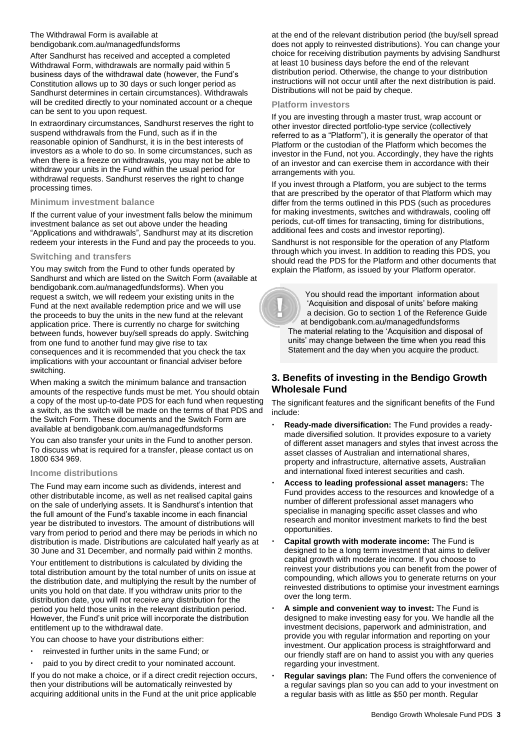The Withdrawal Form is available at bendigobank.com.au/managedfundsforms

After Sandhurst has received and accepted a completed Withdrawal Form, withdrawals are normally paid within 5 business days of the withdrawal date (however, the Fund's Constitution allows up to 30 days or such longer period as Sandhurst determines in certain circumstances). Withdrawals will be credited directly to your nominated account or a cheque can be sent to you upon request.

In extraordinary circumstances, Sandhurst reserves the right to suspend withdrawals from the Fund, such as if in the reasonable opinion of Sandhurst, it is in the best interests of investors as a whole to do so. In some circumstances, such as when there is a freeze on withdrawals, you may not be able to withdraw your units in the Fund within the usual period for withdrawal requests. Sandhurst reserves the right to change processing times.

### Minimum investment balance

If the current value of your investment falls below the minimum investment balance as set out above under the heading "Applications and withdrawals", Sandhurst may at its discretion redeem your interests in the Fund and pay the proceeds to you.

### Switching and transfers

You may switch from the Fund to other funds operated by Sandhurst and which are listed on the Switch Form (available at bendigobank.com.au/managedfundsforms). When you request a switch, we will redeem your existing units in the Fund at the next available redemption price and we will use the proceeds to buy the units in the new fund at the relevant application price. There is currently no charge for switching between funds, however buy/sell spreads do apply. Switching from one fund to another fund may give rise to tax consequences and it is recommended that you check the tax implications with your accountant or financial adviser before switching.

When making a switch the minimum balance and transaction amounts of the respective funds must be met. You should obtain a copy of the most up-to-date PDS for each fund when requesting a switch, as the switch will be made on the terms of that PDS and the Switch Form. These documents and the Switch Form are available at bendigobank.com.au/managedfundsforms

You can also transfer your units in the Fund to another person. To discuss what is required for a transfer, please contact us on 1800 634 969.

### Income distributions

The Fund may earn income such as dividends, interest and other distributable income, as well as net realised capital gains on the sale of underlying assets. It is Sandhurst's intention that the full amount of the Fund's taxable income in each financial year be distributed to investors. The amount of distributions will vary from period to period and there may be periods in which no distribution is made. Distributions are calculated half yearly as at 30 June and 31 December, and normally paid within 2 months.

Your entitlement to distributions is calculated by dividing the total distribution amount by the total number of units on issue at the distribution date, and multiplying the result by the number of units you hold on that date. If you withdraw units prior to the distribution date, you will not receive any distribution for the period you held those units in the relevant distribution period. However, the Fund's unit price will incorporate the distribution entitlement up to the withdrawal date.

You can choose to have your distributions either:

- reinvested in further units in the same Fund; or
- paid to you by direct credit to your nominated account.

If you do not make a choice, or if a direct credit rejection occurs, then your distributions will be automatically reinvested by acquiring additional units in the Fund at the unit price applicable at the end of the relevant distribution period (the buy/sell spread does not apply to reinvested distributions). You can change your choice for receiving distribution payments by advising Sandhurst at least 10 business days before the end of the relevant distribution period. Otherwise, the change to your distribution instructions will not occur until after the next distribution is paid. Distributions will not be paid by cheque.

### Platform investors

If you are investing through a master trust, wrap account or other investor directed portfolio-type service (collectively referred to as a "Platform"), it is generally the operator of that Platform or the custodian of the Platform which becomes the investor in the Fund, not you. Accordingly, they have the rights of an investor and can exercise them in accordance with their arrangements with you.

If you invest through a Platform, you are subject to the terms that are prescribed by the operator of that Platform which may differ from the terms outlined in this PDS (such as procedures for making investments, switches and withdrawals, cooling off periods, cut-off times for transacting, timing for distributions, additional fees and costs and investor reporting).

Sandhurst is not responsible for the operation of any Platform through which you invest. In addition to reading this PDS, you should read the PDS for the Platform and other documents that explain the Platform, as issued by your Platform operator.

> You should read the important information about 'Acquisition and disposal of units' before making a decision. Go to section 1 of the Reference Guide at bendigobank.com.au/managedfundsforms
> The material relating to the 'Acquisition and disposal of units' may change between the time when you read this Statement and the day when you acquire the product.

## 3. Benefits of investing in the Bendigo Growth Wholesale Fund

The significant features and the significant benefits of the Fund include:

- **Ready-made diversification:** The Fund provides a ready-made diversified solution. It provides exposure to a variety of different asset managers and styles that invest across the asset classes of Australian and international shares, property and infrastructure, alternative assets, Australian and international fixed interest securities and cash.
- **Access to leading professional asset managers:** The Fund provides access to the resources and knowledge of a number of different professional asset managers who specialise in managing specific asset classes and who research and monitor investment markets to find the best opportunities.
- **Capital growth with moderate income:** The Fund is designed to be a long term investment that aims to deliver capital growth with moderate income. If you choose to reinvest your distributions you can benefit from the power of compounding, which allows you to generate returns on your reinvested distributions to optimise your investment earnings over the long term.
- **A simple and convenient way to invest:** The Fund is designed to make investing easy for you. We handle all the investment decisions, paperwork and administration, and provide you with regular information and reporting on your investment. Our application process is straightforward and our friendly staff are on hand to assist you with any queries regarding your investment.
- **Regular savings plan:** The Fund offers the convenience of a regular savings plan so you can add to your investment on a regular basis with as little as $50 per month. Regular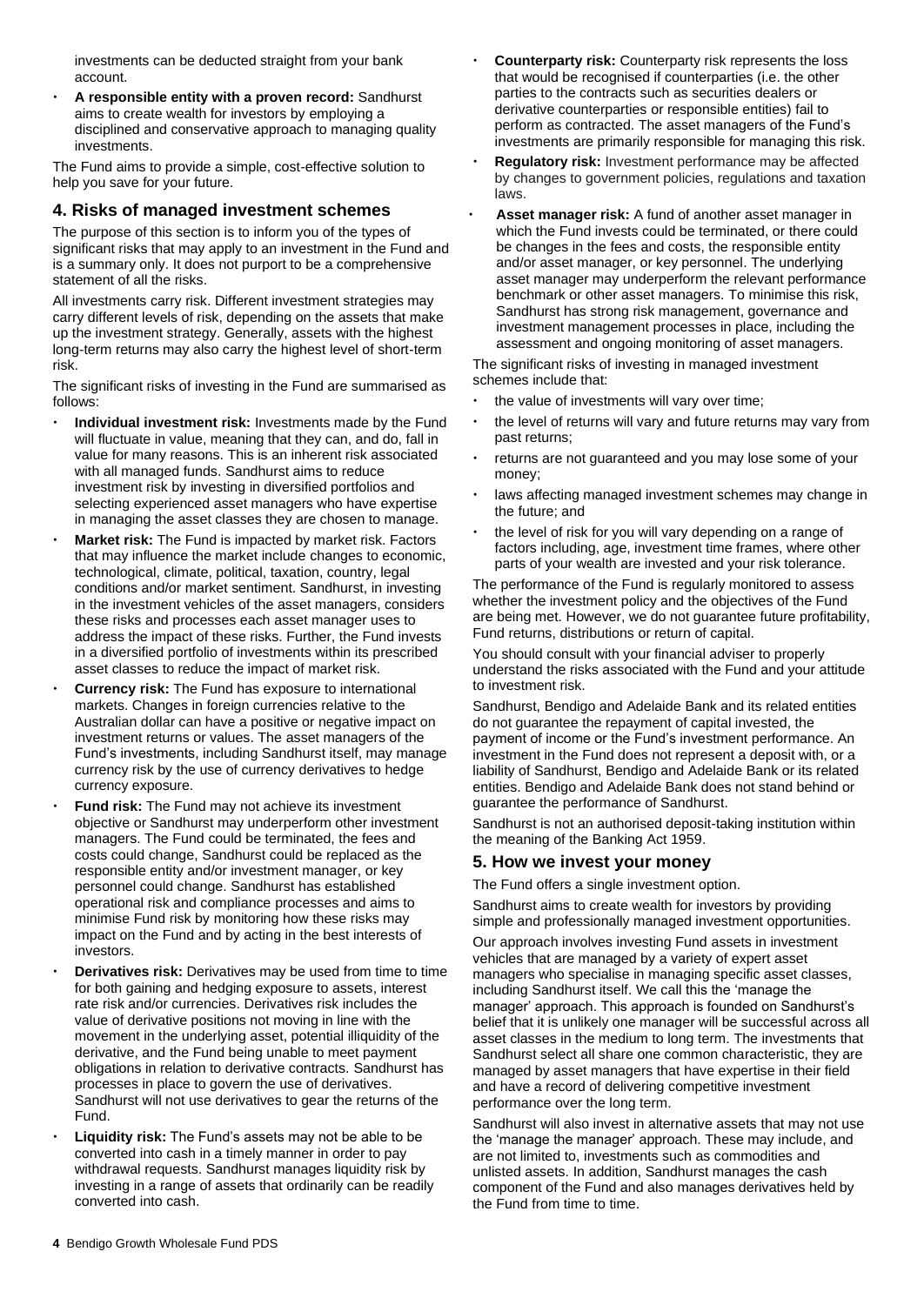investments can be deducted straight from your bank account.

- **A responsible entity with a proven record:** Sandhurst aims to create wealth for investors by employing a disciplined and conservative approach to managing quality investments.

The Fund aims to provide a simple, cost-effective solution to help you save for your future.

## 4. Risks of managed investment schemes

The purpose of this section is to inform you of the types of significant risks that may apply to an investment in the Fund and is a summary only. It does not purport to be a comprehensive statement of all the risks.

All investments carry risk. Different investment strategies may carry different levels of risk, depending on the assets that make up the investment strategy. Generally, assets with the highest long-term returns may also carry the highest level of short-term risk.

The significant risks of investing in the Fund are summarised as follows:

- **Individual investment risk:** Investments made by the Fund will fluctuate in value, meaning that they can, and do, fall in value for many reasons. This is an inherent risk associated with all managed funds. Sandhurst aims to reduce investment risk by investing in diversified portfolios and selecting experienced asset managers who have expertise in managing the asset classes they are chosen to manage.
- **Market risk:** The Fund is impacted by market risk. Factors that may influence the market include changes to economic, technological, climate, political, taxation, country, legal conditions and/or market sentiment. Sandhurst, in investing in the investment vehicles of the asset managers, considers these risks and processes each asset manager uses to address the impact of these risks. Further, the Fund invests in a diversified portfolio of investments within its prescribed asset classes to reduce the impact of market risk.
- **Currency risk:** The Fund has exposure to international markets. Changes in foreign currencies relative to the Australian dollar can have a positive or negative impact on investment returns or values. The asset managers of the Fund's investments, including Sandhurst itself, may manage currency risk by the use of currency derivatives to hedge currency exposure.
- **Fund risk:** The Fund may not achieve its investment objective or Sandhurst may underperform other investment managers. The Fund could be terminated, the fees and costs could change, Sandhurst could be replaced as the responsible entity and/or investment manager, or key personnel could change. Sandhurst has established operational risk and compliance processes and aims to minimise Fund risk by monitoring how these risks may impact on the Fund and by acting in the best interests of investors.
- **Derivatives risk:** Derivatives may be used from time to time for both gaining and hedging exposure to assets, interest rate risk and/or currencies. Derivatives risk includes the value of derivative positions not moving in line with the movement in the underlying asset, potential illiquidity of the derivative, and the Fund being unable to meet payment obligations in relation to derivative contracts. Sandhurst has processes in place to govern the use of derivatives. Sandhurst will not use derivatives to gear the returns of the Fund.
- **Liquidity risk:** The Fund's assets may not be able to be converted into cash in a timely manner in order to pay withdrawal requests. Sandhurst manages liquidity risk by investing in a range of assets that ordinarily can be readily converted into cash.
- **Counterparty risk:** Counterparty risk represents the loss that would be recognised if counterparties (i.e. the other parties to the contracts such as securities dealers or derivative counterparties or responsible entities) fail to perform as contracted. The asset managers of the Fund's investments are primarily responsible for managing this risk.
- **Regulatory risk:** Investment performance may be affected by changes to government policies, regulations and taxation laws.
- **Asset manager risk:** A fund of another asset manager in which the Fund invests could be terminated, or there could be changes in the fees and costs, the responsible entity and/or asset manager, or key personnel. The underlying asset manager may underperform the relevant performance benchmark or other asset managers. To minimise this risk, Sandhurst has strong risk management, governance and investment management processes in place, including the assessment and ongoing monitoring of asset managers.

The significant risks of investing in managed investment schemes include that:

- the value of investments will vary over time;
- the level of returns will vary and future returns may vary from past returns;
- returns are not guaranteed and you may lose some of your money;
- laws affecting managed investment schemes may change in the future; and
- the level of risk for you will vary depending on a range of factors including, age, investment time frames, where other parts of your wealth are invested and your risk tolerance.

The performance of the Fund is regularly monitored to assess whether the investment policy and the objectives of the Fund are being met. However, we do not guarantee future profitability, Fund returns, distributions or return of capital.

You should consult with your financial adviser to properly understand the risks associated with the Fund and your attitude to investment risk.

Sandhurst, Bendigo and Adelaide Bank and its related entities do not guarantee the repayment of capital invested, the payment of income or the Fund's investment performance. An investment in the Fund does not represent a deposit with, or a liability of Sandhurst, Bendigo and Adelaide Bank or its related entities. Bendigo and Adelaide Bank does not stand behind or guarantee the performance of Sandhurst.

Sandhurst is not an authorised deposit-taking institution within the meaning of the Banking Act 1959.

## 5. How we invest your money

The Fund offers a single investment option.

Sandhurst aims to create wealth for investors by providing simple and professionally managed investment opportunities.

Our approach involves investing Fund assets in investment vehicles that are managed by a variety of expert asset managers who specialise in managing specific asset classes, including Sandhurst itself. We call this the 'manage the manager' approach. This approach is founded on Sandhurst's belief that it is unlikely one manager will be successful across all asset classes in the medium to long term. The investments that Sandhurst select all share one common characteristic, they are managed by asset managers that have expertise in their field and have a record of delivering competitive investment performance over the long term.

Sandhurst will also invest in alternative assets that may not use the 'manage the manager' approach. These may include, and are not limited to, investments such as commodities and unlisted assets. In addition, Sandhurst manages the cash component of the Fund and also manages derivatives held by the Fund from time to time.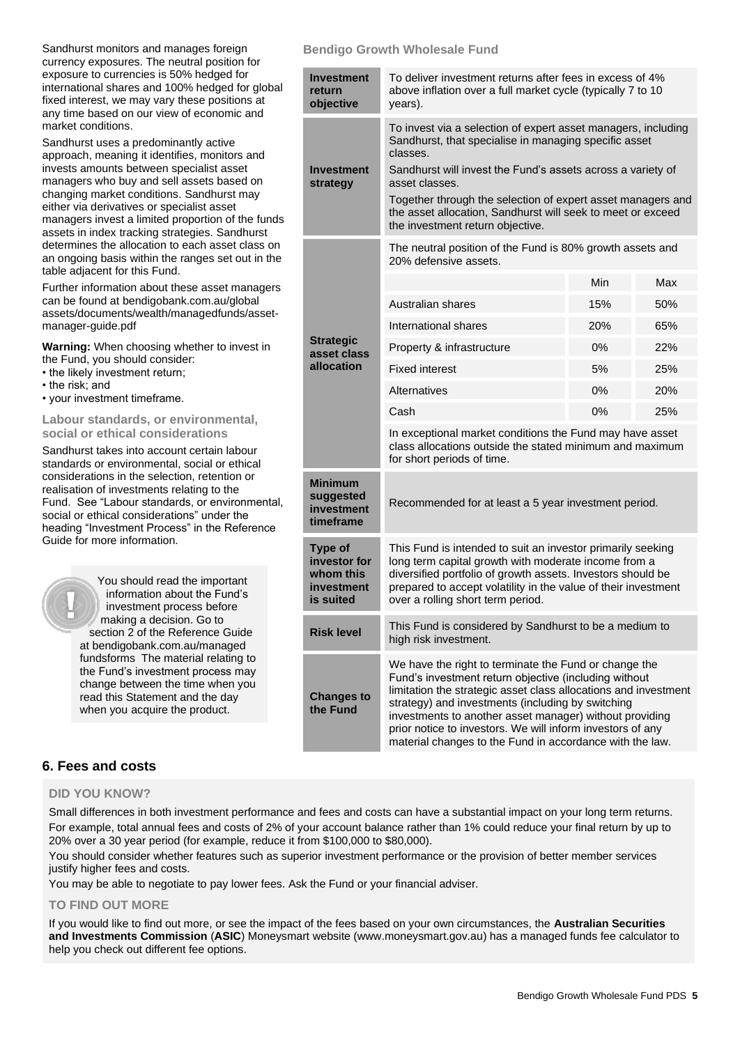Sandhurst monitors and manages foreign currency exposures. The neutral position for exposure to currencies is 50% hedged for international shares and 100% hedged for global fixed interest, we may vary these positions at any time based on our view of economic and market conditions.

Sandhurst uses a predominantly active approach, meaning it identifies, monitors and invests amounts between specialist asset managers who buy and sell assets based on changing market conditions. Sandhurst may either via derivatives or specialist asset managers invest a limited proportion of the funds assets in index tracking strategies. Sandhurst determines the allocation to each asset class on an ongoing basis within the ranges set out in the table adjacent for this Fund.

Further information about these asset managers can be found at bendigobank.com.au/global assets/documents/wealth/managedfunds/asset-manager-guide.pdf

**Warning:** When choosing whether to invest in the Fund, you should consider:

- the likely investment return;
- the risk; and
- your investment timeframe.

### Labour standards, or environmental, social or ethical considerations

Sandhurst takes into account certain labour standards or environmental, social or ethical considerations in the selection, retention or realisation of investments relating to the Fund. See "Labour standards, or environmental, social or ethical considerations" under the heading "Investment Process" in the Reference Guide for more information.

You should read the important information about the Fund's investment process before making a decision. Go to section 2 of the Reference Guide at bendigobank.com.au/managed fundsforms The material relating to the Fund's investment process may change between the time when you read this Statement and the day when you acquire the product.

### Bendigo Growth Wholesale Fund

| | | | |
|---|---|---|---|
| **Investment return objective** | To deliver investment returns after fees in excess of 4% above inflation over a full market cycle (typically 7 to 10 years). | | |
| **Investment strategy** | To invest via a selection of expert asset managers, including Sandhurst, that specialise in managing specific asset classes. Sandhurst will invest the Fund's assets across a variety of asset classes. Together through the selection of expert asset managers and the asset allocation, Sandhurst will seek to meet or exceed the investment return objective. | | |
| **Strategic asset class allocation** | The neutral position of the Fund is 80% growth assets and 20% defensive assets. | | |
| | | Min | Max |
| | Australian shares | 15% | 50% |
| | International shares | 20% | 65% |
| | Property & infrastructure | 0% | 22% |
| | Fixed interest | 5% | 25% |
| | Alternatives | 0% | 20% |
| | Cash | 0% | 25% |
| | In exceptional market conditions the Fund may have asset class allocations outside the stated minimum and maximum for short periods of time. | | |
| **Minimum suggested investment timeframe** | Recommended for at least a 5 year investment period. | | |
| **Type of investor for whom this investment is suited** | This Fund is intended to suit an investor primarily seeking long term capital growth with moderate income from a diversified portfolio of growth assets. Investors should be prepared to accept volatility in the value of their investment over a rolling short term period. | | |
| **Risk level** | This Fund is considered by Sandhurst to be a medium to high risk investment. | | |
| **Changes to the Fund** | We have the right to terminate the Fund or change the Fund's investment return objective (including without limitation the strategic asset class allocations and investment strategy) and investments (including by switching investments to another asset manager) without providing prior notice to investors. We will inform investors of any material changes to the Fund in accordance with the law. | | |

## 6. Fees and costs

### DID YOU KNOW?

Small differences in both investment performance and fees and costs can have a substantial impact on your long term returns. For example, total annual fees and costs of 2% of your account balance rather than 1% could reduce your final return by up to 20% over a 30 year period (for example, reduce it from $100,000 to $80,000).

You should consider whether features such as superior investment performance or the provision of better member services justify higher fees and costs.

You may be able to negotiate to pay lower fees. Ask the Fund or your financial adviser.

### TO FIND OUT MORE

If you would like to find out more, or see the impact of the fees based on your own circumstances, the **Australian Securities and Investments Commission** (**ASIC**) Moneysmart website (www.moneysmart.gov.au) has a managed funds fee calculator to help you check out different fee options.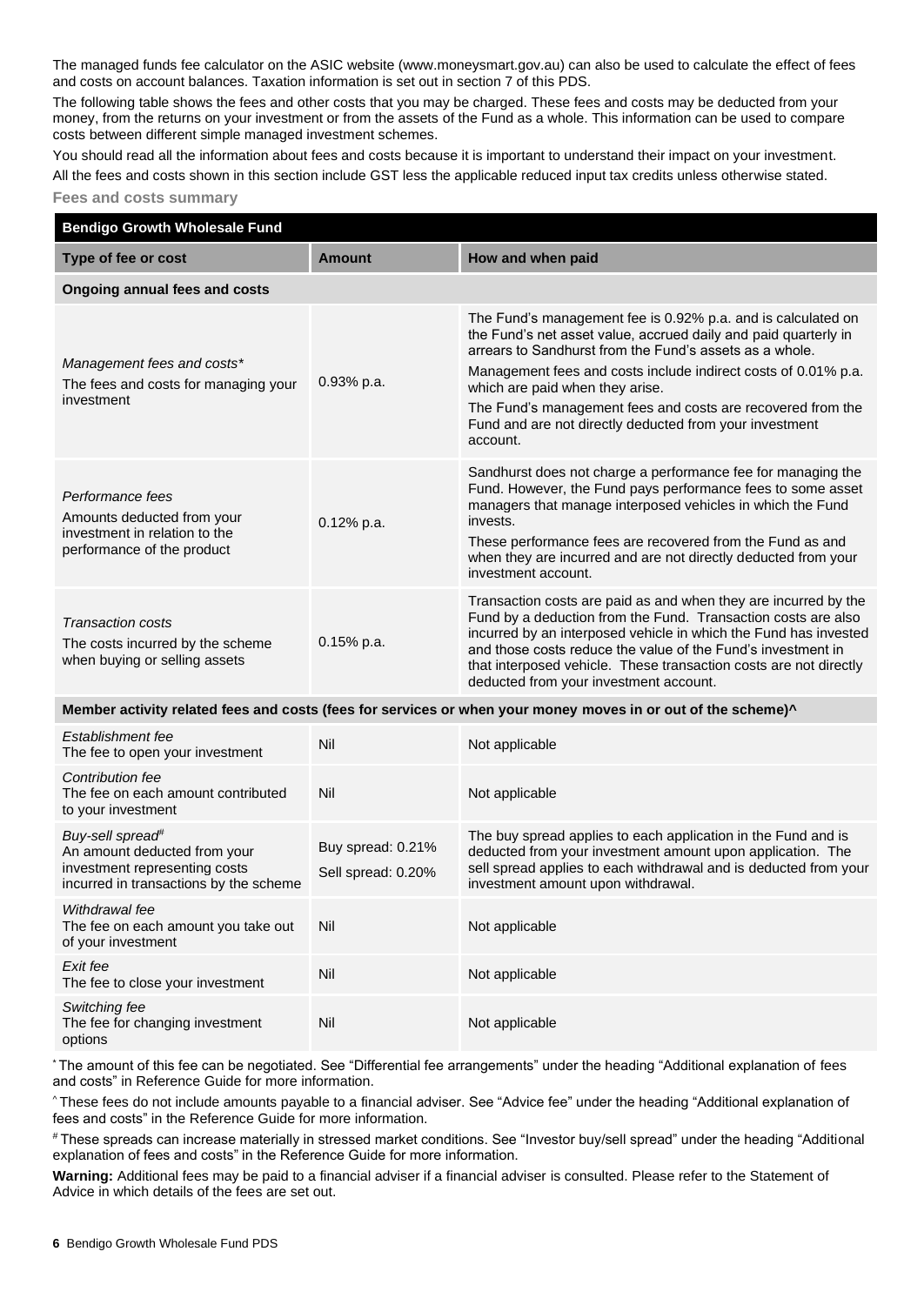The managed funds fee calculator on the ASIC website (www.moneysmart.gov.au) can also be used to calculate the effect of fees and costs on account balances. Taxation information is set out in section 7 of this PDS.

The following table shows the fees and other costs that you may be charged. These fees and costs may be deducted from your money, from the returns on your investment or from the assets of the Fund as a whole. This information can be used to compare costs between simple managed investment schemes.

You should read all the information about fees and costs because it is important to understand their impact on your investment.

All the fees and costs shown in this section include GST less the applicable reduced input tax credits unless otherwise stated.

**Fees and costs summary**

| **Bendigo Growth Wholesale Fund** | | |
|---|---|---|
| **Type of fee or cost** | **Amount** | **How and when paid** |
| **Ongoing annual fees and costs** | | |
| *Management fees and costs** <br> The fees and costs for managing your investment | 0.93% p.a. | The Fund's management fee is 0.92% p.a. and is calculated on the Fund's net asset value, accrued daily and paid quarterly in arrears to Sandhurst from the Fund's assets as a whole. <br> Management fees and costs include indirect costs of 0.01% p.a. which are paid when they arise. <br> The Fund's management fees and costs are recovered from the Fund and are not directly deducted from your investment account. |
| *Performance fees* <br> Amounts deducted from your investment in relation to the performance of the product | 0.12% p.a. | Sandhurst does not charge a performance fee for managing the Fund. However, the Fund pays performance fees to some asset managers that manage interposed vehicles in which the Fund invests. <br> These performance fees are recovered from the Fund as and when they are incurred and are not directly deducted from your investment account. |
| *Transaction costs* <br> The costs incurred by the scheme when buying or selling assets | 0.15% p.a. | Transaction costs are paid as and when they are incurred by the Fund by a deduction from the Fund. Transaction costs are also incurred by an interposed vehicle in which the Fund has invested and those costs reduce the value of the Fund's investment in that interposed vehicle. These transaction costs are not directly deducted from your investment account. |
| **Member activity related fees and costs (fees for services or when your money moves in or out of the scheme)^** | | |
| *Establishment fee* <br> The fee to open your investment | Nil | Not applicable |
| *Contribution fee* <br> The fee on each amount contributed to your investment | Nil | Not applicable |
| *Buy-sell spread#* <br> An amount deducted from your investment representing costs incurred in transactions by the scheme | Buy spread: 0.21% <br> Sell spread: 0.20% | The buy spread applies to each application in the Fund and is deducted from your investment amount upon application. The sell spread applies to each withdrawal and is deducted from your investment amount upon withdrawal. |
| *Withdrawal fee* <br> The fee on each amount you take out of your investment | Nil | Not applicable |
| *Exit fee* <br> The fee to close your investment | Nil | Not applicable |
| *Switching fee* <br> The fee for changing investment options | Nil | Not applicable |

* The amount of this fee can be negotiated. See "Differential fee arrangements" under the heading "Additional explanation of fees and costs" in Reference Guide for more information.

^ These fees do not include amounts payable to a financial adviser. See "Advice fee" under the heading "Additional explanation of fees and costs" in the Reference Guide for more information.

# These spreads can increase materially in stressed market conditions. See "Investor buy/sell spread" under the heading "Additional explanation of fees and costs" in the Reference Guide for more information.

**Warning:** Additional fees may be paid to a financial adviser if a financial adviser is consulted. Please refer to the Statement of Advice in which details of the fees are set out.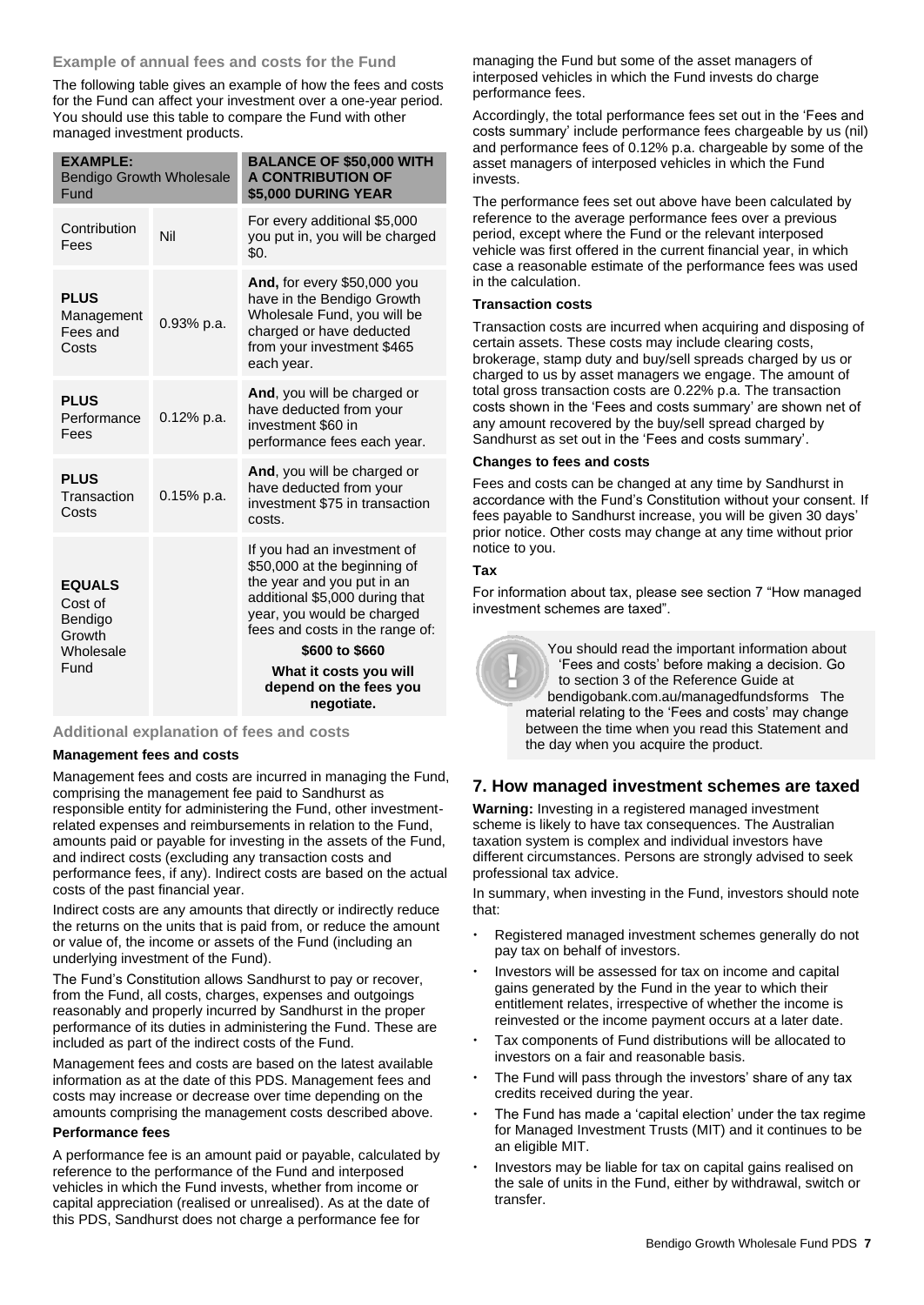### Example of annual fees and costs for the Fund

The following table gives an example of how the fees and costs for the Fund can affect your investment over a one-year period. You should use this table to compare the Fund with other managed investment products.

| EXAMPLE: Bendigo Growth Wholesale Fund | | BALANCE OF $50,000 WITH A CONTRIBUTION OF $5,000 DURING YEAR |
|---|---|---|
| Contribution Fees | Nil | For every additional $5,000 you put in, you will be charged $0. |
| **PLUS** Management Fees and Costs | 0.93% p.a. | **And,** for every $50,000 you have in the Bendigo Growth Wholesale Fund, you will be charged or have deducted from your investment $465 each year. |
| **PLUS** Performance Fees | 0.12% p.a. | **And**, you will be charged or have deducted from your investment $60 in performance fees each year. |
| **PLUS** Transaction Costs | 0.15% p.a. | **And**, you will be charged or have deducted from your investment $75 in transaction costs. |
| **EQUALS** Cost of Bendigo Growth Wholesale Fund | | If you had an investment of $50,000 at the beginning of the year and you put in an additional $5,000 during that year, you would be charged fees and costs in the range of: **$600 to $660** **What it costs you will depend on the fees you negotiate.** |

### Additional explanation of fees and costs

**Management fees and costs**

Management fees and costs are incurred in managing the Fund, comprising the management fee paid to Sandhurst as responsible entity for administering the Fund, other investment-related expenses and reimbursements in relation to the Fund, amounts paid or payable for investing in the assets of the Fund, and indirect costs (excluding any transaction costs and performance fees, if any). Indirect costs are based on the actual costs of the past financial year.

Indirect costs are any amounts that directly or indirectly reduce the returns on the units that is paid from, or reduce the amount or value of, the income or assets of the Fund (including an underlying investment of the Fund).

The Fund's Constitution allows Sandhurst to pay or recover, from the Fund, all costs, charges, expenses and outgoings reasonably and properly incurred by Sandhurst in the proper performance of its duties in administering the Fund. These are included as part of the indirect costs of the Fund.

Management fees and costs are based on the latest available information as at the date of this PDS. Management fees and costs may increase or decrease over time depending on the amounts comprising the management costs described above.

**Performance fees**

A performance fee is an amount paid or payable, calculated by reference to the performance of the Fund and interposed vehicles in which the Fund invests, whether from income or capital appreciation (realised or unrealised). As at the date of this PDS, Sandhurst does not charge a performance fee for managing the Fund but some of the asset managers of interposed vehicles in which the Fund invests do charge performance fees.

Accordingly, the total performance fees set out in the 'Fees and costs summary' include performance fees chargeable by us (nil) and performance fees of 0.12% p.a. chargeable by some of the asset managers of interposed vehicles in which the Fund invests.

The performance fees set out above have been calculated by reference to the average performance fees over a previous period, except where the Fund or the relevant interposed vehicle was first offered in the current financial year, in which case a reasonable estimate of the performance fees was used in the calculation.

**Transaction costs**

Transaction costs are incurred when acquiring and disposing of certain assets. These costs may include clearing costs, brokerage, stamp duty and buy/sell spreads charged by us or charged to us by asset managers we engage. The amount of total gross transaction costs are 0.22% p.a. The transaction costs shown in the 'Fees and costs summary' are shown net of any amount recovered by the buy/sell spread charged by Sandhurst as set out in the 'Fees and costs summary'.

**Changes to fees and costs**

Fees and costs can be changed at any time by Sandhurst in accordance with the Fund's Constitution without your consent. If fees payable to Sandhurst increase, you will be given 30 days' prior notice. Other costs may change at any time without prior notice to you.

**Tax**

For information about tax, please see section 7 "How managed investment schemes are taxed".

You should read the important information about 'Fees and costs' before making a decision. Go to section 3 of the Reference Guide at bendigobank.com.au/managedfundsforms The material relating to the 'Fees and costs' may change between the time when you read this Statement and the day when you acquire the product.

## 7. How managed investment schemes are taxed

**Warning:** Investing in a registered managed investment scheme is likely to have tax consequences. The Australian taxation system is complex and individual investors have different circumstances. Persons are strongly advised to seek professional tax advice.

In summary, when investing in the Fund, investors should note that:

- Registered managed investment schemes generally do not pay tax on behalf of investors.
- Investors will be assessed for tax on income and capital gains generated by the Fund in the year to which their entitlement relates, irrespective of whether the income is reinvested or the income payment occurs at a later date.
- Tax components of Fund distributions will be allocated to investors on a fair and reasonable basis.
- The Fund will pass through the investors' share of any tax credits received during the year.
- The Fund has made a 'capital election' under the tax regime for Managed Investment Trusts (MIT) and it continues to be an eligible MIT.
- Investors may be liable for tax on capital gains realised on the sale of units in the Fund, either by withdrawal, switch or transfer.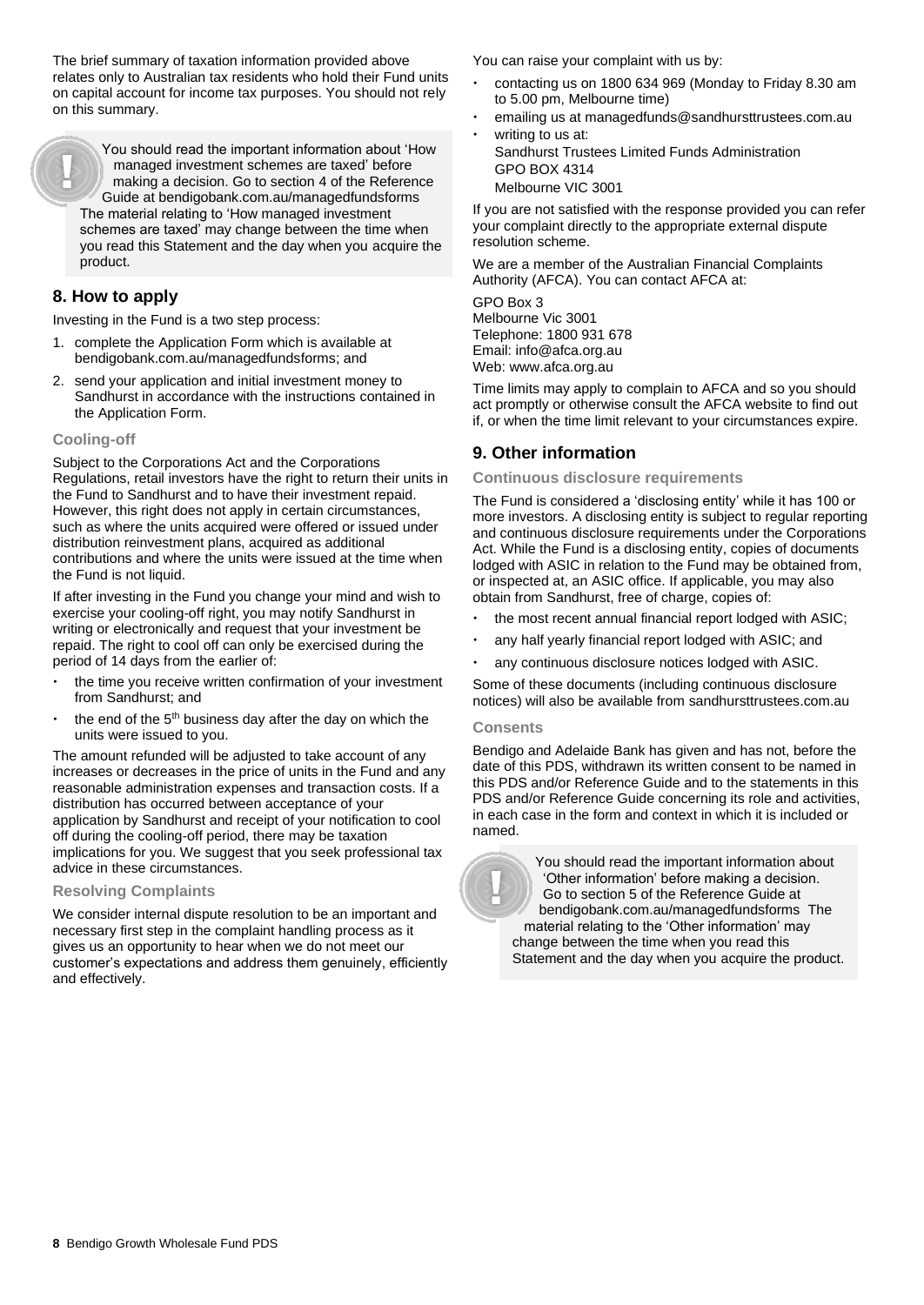The brief summary of taxation information provided above relates only to Australian tax residents who hold their Fund units on capital account for income tax purposes. You should not rely on this summary.

You should read the important information about 'How managed investment schemes are taxed' before making a decision. Go to section 4 of the Reference Guide at bendigobank.com.au/managedfundsforms The material relating to 'How managed investment schemes are taxed' may change between the time when you read this Statement and the day when you acquire the product.

## 8. How to apply

Investing in the Fund is a two step process:

1. complete the Application Form which is available at bendigobank.com.au/managedfundsforms; and
2. send your application and initial investment money to Sandhurst in accordance with the instructions contained in the Application Form.

### Cooling-off

Subject to the Corporations Act and the Corporations Regulations, retail investors have the right to return their units in the Fund to Sandhurst and to have their investment repaid. However, this right does not apply in certain circumstances, such as where the units acquired were offered or issued under distribution reinvestment plans, acquired as additional contributions and where the units were issued at the time when the Fund is not liquid.

If after investing in the Fund you change your mind and wish to exercise your cooling-off right, you may notify Sandhurst in writing or electronically and request that your investment be repaid. The right to cool off can only be exercised during the period of 14 days from the earlier of:

- the time you receive written confirmation of your investment from Sandhurst; and
- the end of the 5th business day after the day on which the units were issued to you.

The amount refunded will be adjusted to take account of any increases or decreases in the price of units in the Fund and any reasonable administration expenses and transaction costs. If a distribution has occurred between acceptance of your application by Sandhurst and receipt of your notification to cool off during the cooling-off period, there may be taxation implications for you. We suggest that you seek professional tax advice in these circumstances.

### Resolving Complaints

We consider internal dispute resolution to be an important and necessary first step in the complaint handling process as it gives us an opportunity to hear when we do not meet our customer's expectations and address them genuinely, efficiently and effectively.

You can raise your complaint with us by:

- contacting us on 1800 634 969 (Monday to Friday 8.30 am to 5.00 pm, Melbourne time)
- emailing us at managedfunds@sandhursttrustees.com.au
- writing to us at:
  Sandhurst Trustees Limited Funds Administration
  GPO BOX 4314
  Melbourne VIC 3001

If you are not satisfied with the response provided you can refer your complaint directly to the appropriate external dispute resolution scheme.

We are a member of the Australian Financial Complaints Authority (AFCA). You can contact AFCA at:

GPO Box 3
Melbourne Vic 3001
Telephone: 1800 931 678
Email: info@afca.org.au
Web: www.afca.org.au

Time limits may apply to complain to AFCA and so you should act promptly or otherwise consult the AFCA website to find out if, or when the time limit relevant to your circumstances expire.

## 9. Other information

### Continuous disclosure requirements

The Fund is considered a 'disclosing entity' while it has 100 or more investors. A disclosing entity is subject to regular reporting and continuous disclosure requirements under the Corporations Act. While the Fund is a disclosing entity, copies of documents lodged with ASIC in relation to the Fund may be obtained from, or inspected at, an ASIC office. If applicable, you may also obtain from Sandhurst, free of charge, copies of:

- the most recent annual financial report lodged with ASIC;
- any half yearly financial report lodged with ASIC; and
- any continuous disclosure notices lodged with ASIC.

Some of these documents (including continuous disclosure notices) will also be available from sandhursttrustees.com.au

### Consents

Bendigo and Adelaide Bank has given and has not, before the date of this PDS, withdrawn its written consent to be named in this PDS and/or Reference Guide and to the statements in this PDS and/or Reference Guide concerning its role and activities, in each case in the form and context in which it is included or named.

You should read the important information about 'Other information' before making a decision. Go to section 5 of the Reference Guide at bendigobank.com.au/managedfundsforms The material relating to the 'Other information' may change between the time when you read this Statement and the day when you acquire the product.